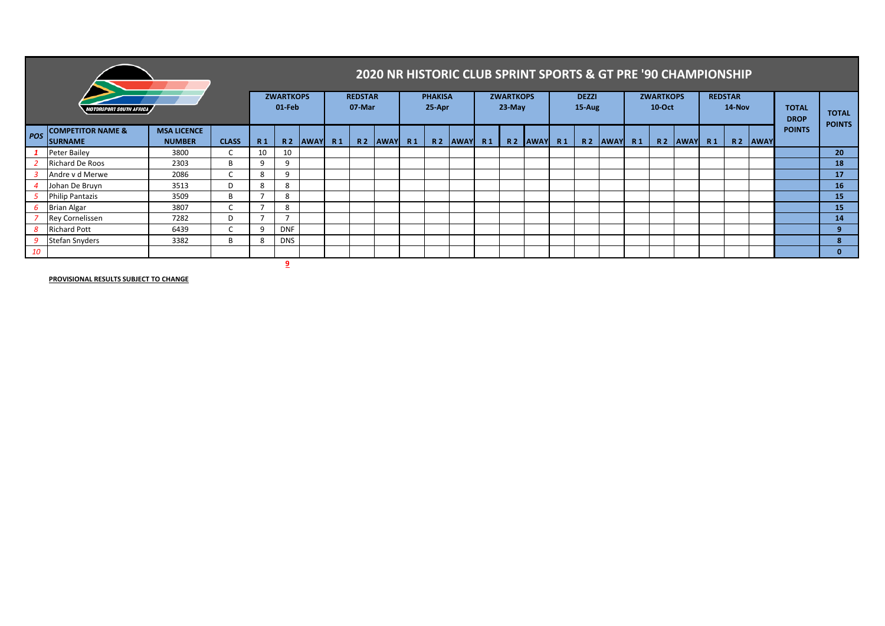# 2020 NR HISTORIC CLUB SPRINT SPORTS & GT PRE '90 CHAMPIONSHIP

| POS | COMPETITOR NAME & SURNAME | MSA LICENCE NUMBER | CLASS | ZWARTKOPS 01-Feb | | | REDSTAR 07-Mar | | | PHAKISA 25-Apr | | | ZWARTKOPS 23-May | | | DEZZI 15-Aug | | | ZWARTKOPS 10-Oct | | | REDSTAR 14-Nov | | | TOTAL DROP POINTS | TOTAL POINTS |
|---|---|---|---|---|---|---|---|---|---|---|---|---|---|---|---|---|---|---|---|---|---|---|---|---|---|---|
| | | | | R 1 | R 2 | AWAY | R 1 | R 2 | AWAY | R 1 | R 2 | AWAY | R 1 | R 2 | AWAY | R 1 | R 2 | AWAY | R 1 | R 2 | AWAY | R 1 | R 2 | AWAY | | |
| 1 | Peter Bailey | 3800 | C | 10 | 10 | | | | | | | | | | | | | | | | | | | | | 20 |
| 2 | Richard De Roos | 2303 | B | 9 | 9 | | | | | | | | | | | | | | | | | | | | | 18 |
| 3 | Andre v d Merwe | 2086 | C | 8 | 9 | | | | | | | | | | | | | | | | | | | | | 17 |
| 4 | Johan De Bruyn | 3513 | D | 8 | 8 | | | | | | | | | | | | | | | | | | | | | 16 |
| 5 | Philip Pantazis | 3509 | B | 7 | 8 | | | | | | | | | | | | | | | | | | | | | 15 |
| 6 | Brian Algar | 3807 | C | 7 | 8 | | | | | | | | | | | | | | | | | | | | | 15 |
| 7 | Rey Cornelissen | 7282 | D | 7 | 7 | | | | | | | | | | | | | | | | | | | | | 14 |
| 8 | Richard Pott | 6439 | C | 9 | DNF | | | | | | | | | | | | | | | | | | | | | 9 |
| 9 | Stefan Snyders | 3382 | B | 8 | DNS | | | | | | | | | | | | | | | | | | | | | 8 |
| 10 | | | | | | | | | | | | | | | | | | | | | | | | | | 0 |
| | | | | | 9 | | | | | | | | | | | | | | | | | | | | | |

**PROVISIONAL RESULTS SUBJECT TO CHANGE**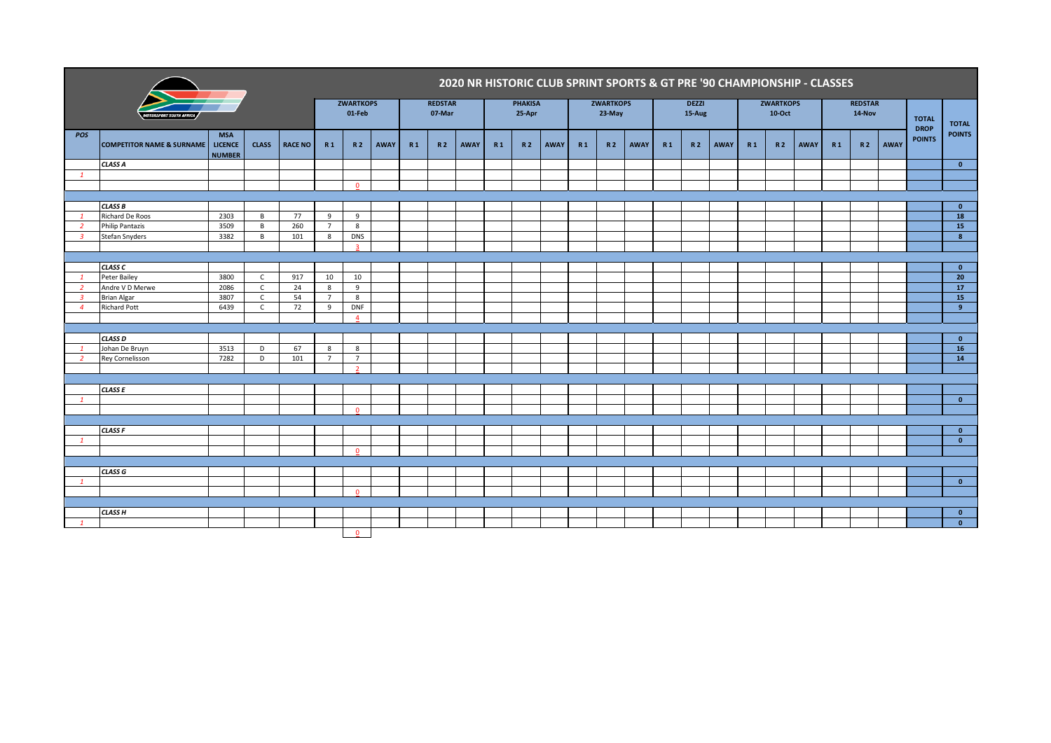# 2020 NR HISTORIC CLUB SPRINT SPORTS & GT PRE '90 CHAMPIONSHIP - CLASSES

| | | | | | ZWARTKOPS 01-Feb | | | REDSTAR 07-Mar | | | PHAKISA 25-Apr | | | ZWARTKOPS 23-May | | | DEZZI 15-Aug | | | ZWARTKOPS 10-Oct | | | REDSTAR 14-Nov | | | TOTAL DROP POINTS | TOTAL POINTS |
|---|---|---|---|---|---|---|---|---|---|---|---|---|---|---|---|---|---|---|---|---|---|---|---|---|---|---|---|
| POS | COMPETITOR NAME & SURNAME | MSA LICENCE NUMBER | CLASS | RACE NO | R 1 | R 2 | AWAY | R 1 | R 2 | AWAY | R 1 | R 2 | AWAY | R 1 | R 2 | AWAY | R 1 | R 2 | AWAY | R 1 | R 2 | AWAY | R 1 | R 2 | AWAY | | |
| | CLASS A | | | | | | | | | | | | | | | | | | | | | | | | | | 0 |
| 1 | | | | | | | | | | | | | | | | | | | | | | | | | | | |
| | | | | | | 0 | | | | | | | | | | | | | | | | | | | | | |
| | CLASS B | | | | | | | | | | | | | | | | | | | | | | | | | | 0 |
| 1 | Richard De Roos | 2303 | B | 77 | 9 | 9 | | | | | | | | | | | | | | | | | | | | | 18 |
| 2 | Philip Pantazis | 3509 | B | 260 | 7 | 8 | | | | | | | | | | | | | | | | | | | | | 15 |
| 3 | Stefan Snyders | 3382 | B | 101 | 8 | DNS | | | | | | | | | | | | | | | | | | | | | 8 |
| | | | | | | 3 | | | | | | | | | | | | | | | | | | | | | |
| | CLASS C | | | | | | | | | | | | | | | | | | | | | | | | | | 0 |
| 1 | Peter Bailey | 3800 | C | 917 | 10 | 10 | | | | | | | | | | | | | | | | | | | | | 20 |
| 2 | Andre V D Merwe | 2086 | C | 24 | 8 | 9 | | | | | | | | | | | | | | | | | | | | | 17 |
| 3 | Brian Algar | 3807 | C | 54 | 7 | 8 | | | | | | | | | | | | | | | | | | | | | 15 |
| 4 | Richard Pott | 6439 | C | 72 | 9 | DNF | | | | | | | | | | | | | | | | | | | | | 9 |
| | | | | | | 4 | | | | | | | | | | | | | | | | | | | | | |
| | CLASS D | | | | | | | | | | | | | | | | | | | | | | | | | | 0 |
| 1 | Johan De Bruyn | 3513 | D | 67 | 8 | 8 | | | | | | | | | | | | | | | | | | | | | 16 |
| 2 | Rey Cornelisson | 7282 | D | 101 | 7 | 7 | | | | | | | | | | | | | | | | | | | | | 14 |
| | | | | | | 2 | | | | | | | | | | | | | | | | | | | | | |
| | CLASS E | | | | | | | | | | | | | | | | | | | | | | | | | | |
| 1 | | | | | | | | | | | | | | | | | | | | | | | | | | | 0 |
| | | | | | | 0 | | | | | | | | | | | | | | | | | | | | | |
| | CLASS F | | | | | | | | | | | | | | | | | | | | | | | | | | 0 |
| 1 | | | | | | | | | | | | | | | | | | | | | | | | | | | 0 |
| | | | | | | 0 | | | | | | | | | | | | | | | | | | | | | |
| | CLASS G | | | | | | | | | | | | | | | | | | | | | | | | | | |
| 1 | | | | | | | | | | | | | | | | | | | | | | | | | | | 0 |
| | | | | | | 0 | | | | | | | | | | | | | | | | | | | | | |
| | CLASS H | | | | | | | | | | | | | | | | | | | | | | | | | | 0 |
| 1 | | | | | | | | | | | | | | | | | | | | | | | | | | | 0 |
| | | | | | | 0 | | | | | | | | | | | | | | | | | | | | | |